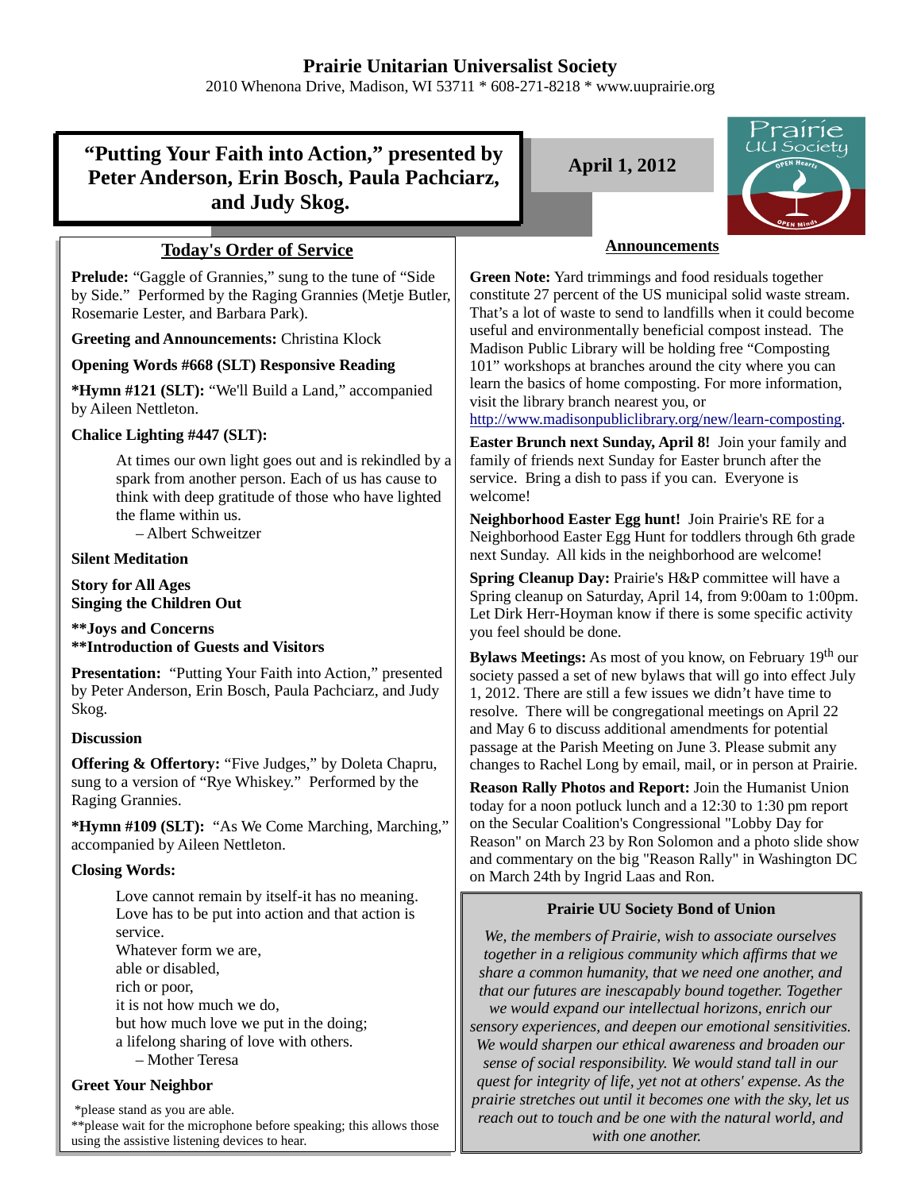# Prairie Unitarian Universalist Society

2010 Whenona Drive, Madison, WI 53711 * 608-271-8218 * www.uuprairie.org

## "Putting Your Faith into Action," presented by Peter Anderson, Erin Bosch, Paula Pachciarz, and Judy Skog.

**April 1, 2012**

Prairie UU Society — OPEN Hearts — OPEN Minds

### Today's Order of Service

**Prelude:** "Gaggle of Grannies," sung to the tune of "Side by Side." Performed by the Raging Grannies (Metje Butler, Rosemarie Lester, and Barbara Park).

**Greeting and Announcements:** Christina Klock

**Opening Words #668 (SLT) Responsive Reading**

***Hymn #121 (SLT):** "We'll Build a Land," accompanied by Aileen Nettleton.

**Chalice Lighting #447 (SLT):**

> At times our own light goes out and is rekindled by a spark from another person. Each of us has cause to think with deep gratitude of those who have lighted the flame within us.
>
> – Albert Schweitzer

**Silent Meditation**

**Story for All Ages**

**Singing the Children Out**

****Joys and Concerns**

****Introduction of Guests and Visitors**

**Presentation:** "Putting Your Faith into Action," presented by Peter Anderson, Erin Bosch, Paula Pachciarz, and Judy Skog.

**Discussion**

**Offering & Offertory:** "Five Judges," by Doleta Chapru, sung to a version of "Rye Whiskey." Performed by the Raging Grannies.

***Hymn #109 (SLT):** "As We Come Marching, Marching," accompanied by Aileen Nettleton.

**Closing Words:**

> Love cannot remain by itself-it has no meaning.
> Love has to be put into action and that action is service.
> Whatever form we are,
> able or disabled,
> rich or poor,
> it is not how much we do,
> but how much love we put in the doing;
> a lifelong sharing of love with others.
>
> – Mother Teresa

**Greet Your Neighbor**

*please stand as you are able.
**please wait for the microphone before speaking; this allows those using the assistive listening devices to hear.

### Announcements

**Green Note:** Yard trimmings and food residuals together constitute 27 percent of the US municipal solid waste stream. That's a lot of waste to send to landfills when it could become useful and environmentally beneficial compost instead. The Madison Public Library will be holding free "Composting 101" workshops at branches around the city where you can learn the basics of home composting. For more information, visit the library branch nearest you, or http://www.madisonpubliclibrary.org/new/learn-composting.

**Easter Brunch next Sunday, April 8!** Join your family and family of friends next Sunday for Easter brunch after the service. Bring a dish to pass if you can. Everyone is welcome!

**Neighborhood Easter Egg hunt!** Join Prairie's RE for a Neighborhood Easter Egg Hunt for toddlers through 6th grade next Sunday. All kids in the neighborhood are welcome!

**Spring Cleanup Day:** Prairie's H&P committee will have a Spring cleanup on Saturday, April 14, from 9:00am to 1:00pm. Let Dirk Herr-Hoyman know if there is some specific activity you feel should be done.

**Bylaws Meetings:** As most of you know, on February 19th our society passed a set of new bylaws that will go into effect July 1, 2012. There are still a few issues we didn't have time to resolve. There will be congregational meetings on April 22 and May 6 to discuss additional amendments for potential passage at the Parish Meeting on June 3. Please submit any changes to Rachel Long by email, mail, or in person at Prairie.

**Reason Rally Photos and Report:** Join the Humanist Union today for a noon potluck lunch and a 12:30 to 1:30 pm report on the Secular Coalition's Congressional "Lobby Day for Reason" on March 23 by Ron Solomon and a photo slide show and commentary on the big "Reason Rally" in Washington DC on March 24th by Ingrid Laas and Ron.

### Prairie UU Society Bond of Union

*We, the members of Prairie, wish to associate ourselves together in a religious community which affirms that we share a common humanity, that we need one another, and that our futures are inescapably bound together. Together we would expand our intellectual horizons, enrich our sensory experiences, and deepen our emotional sensitivities. We would sharpen our ethical awareness and broaden our sense of social responsibility. We would stand tall in our quest for integrity of life, yet not at others' expense. As the prairie stretches out until it becomes one with the sky, let us reach out to touch and be one with the natural world, and with one another.*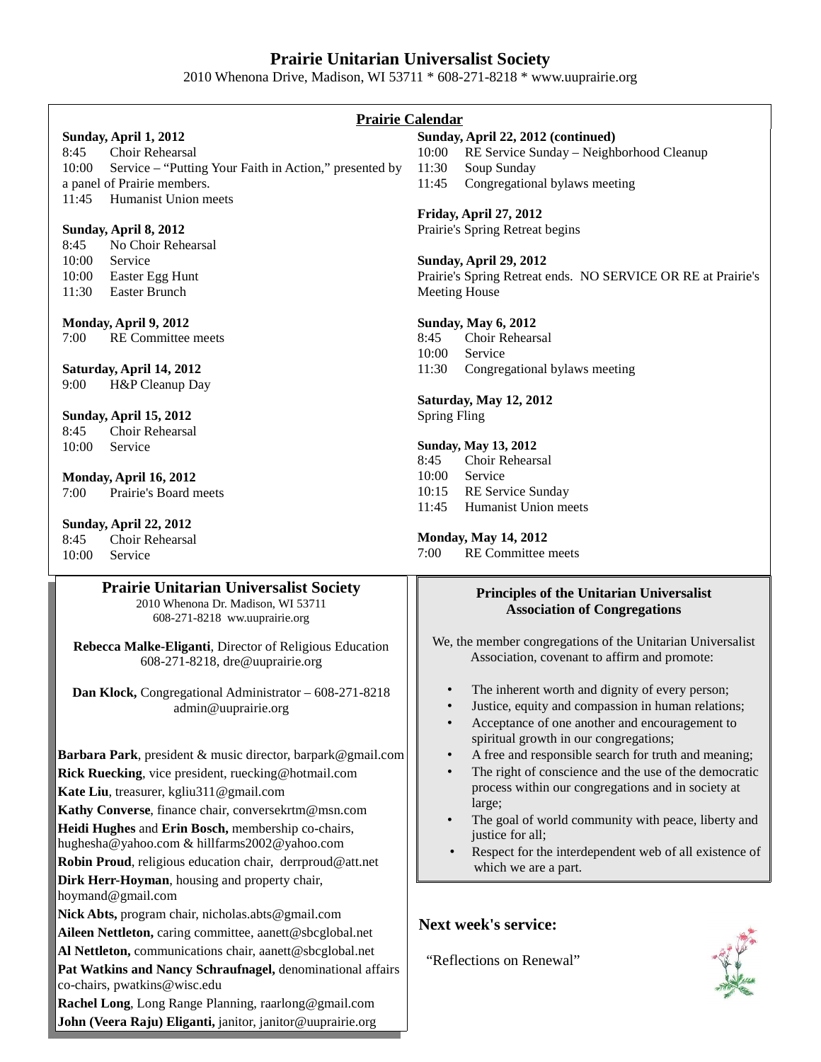# Prairie Unitarian Universalist Society

2010 Whenona Drive, Madison, WI 53711 * 608-271-8218 * www.uuprairie.org

## Prairie Calendar

**Sunday, April 1, 2012**
8:45 Choir Rehearsal
10:00 Service – "Putting Your Faith in Action," presented by a panel of Prairie members.
11:45 Humanist Union meets

**Sunday, April 8, 2012**
8:45 No Choir Rehearsal
10:00 Service
10:00 Easter Egg Hunt
11:30 Easter Brunch

**Monday, April 9, 2012**
7:00 RE Committee meets

**Saturday, April 14, 2012**
9:00 H&P Cleanup Day

**Sunday, April 15, 2012**
8:45 Choir Rehearsal
10:00 Service

**Monday, April 16, 2012**
7:00 Prairie's Board meets

**Sunday, April 22, 2012**
8:45 Choir Rehearsal
10:00 Service

**Sunday, April 22, 2012 (continued)**
10:00 RE Service Sunday – Neighborhood Cleanup
11:30 Soup Sunday
11:45 Congregational bylaws meeting

**Friday, April 27, 2012**
Prairie's Spring Retreat begins

**Sunday, April 29, 2012**
Prairie's Spring Retreat ends. NO SERVICE OR RE at Prairie's Meeting House

**Sunday, May 6, 2012**
8:45 Choir Rehearsal
10:00 Service
11:30 Congregational bylaws meeting

**Saturday, May 12, 2012**
Spring Fling

**Sunday, May 13, 2012**
8:45 Choir Rehearsal
10:00 Service
10:15 RE Service Sunday
11:45 Humanist Union meets

**Monday, May 14, 2012**
7:00 RE Committee meets

## Prairie Unitarian Universalist Society

2010 Whenona Dr. Madison, WI 53711
608-271-8218 ww.uuprairie.org

**Rebecca Malke-Eliganti**, Director of Religious Education
608-271-8218, dre@uuprairie.org

**Dan Klock,** Congregational Administrator – 608-271-8218
admin@uuprairie.org

**Barbara Park**, president & music director, barpark@gmail.com
**Rick Ruecking**, vice president, ruecking@hotmail.com
**Kate Liu**, treasurer, kgliu311@gmail.com
**Kathy Converse**, finance chair, conversekrtm@msn.com
**Heidi Hughes** and **Erin Bosch,** membership co-chairs, hughesha@yahoo.com & hillfarms2002@yahoo.com
**Robin Proud**, religious education chair, derrproud@att.net
**Dirk Herr-Hoyman**, housing and property chair, hoymand@gmail.com
**Nick Abts,** program chair, nicholas.abts@gmail.com
**Aileen Nettleton,** caring committee, aanett@sbcglobal.net
**Al Nettleton,** communications chair, aanett@sbcglobal.net
**Pat Watkins and Nancy Schraufnagel,** denominational affairs co-chairs, pwatkins@wisc.edu
**Rachel Long**, Long Range Planning, raarlong@gmail.com
**John (Veera Raju) Eliganti,** janitor, janitor@uuprairie.org

### Principles of the Unitarian Universalist Association of Congregations

We, the member congregations of the Unitarian Universalist Association, covenant to affirm and promote:

- The inherent worth and dignity of every person;
- Justice, equity and compassion in human relations;
- Acceptance of one another and encouragement to spiritual growth in our congregations;
- A free and responsible search for truth and meaning;
- The right of conscience and the use of the democratic process within our congregations and in society at large;
- The goal of world community with peace, liberty and justice for all;
- Respect for the interdependent web of all existence of which we are a part.

### Next week's service:

"Reflections on Renewal"